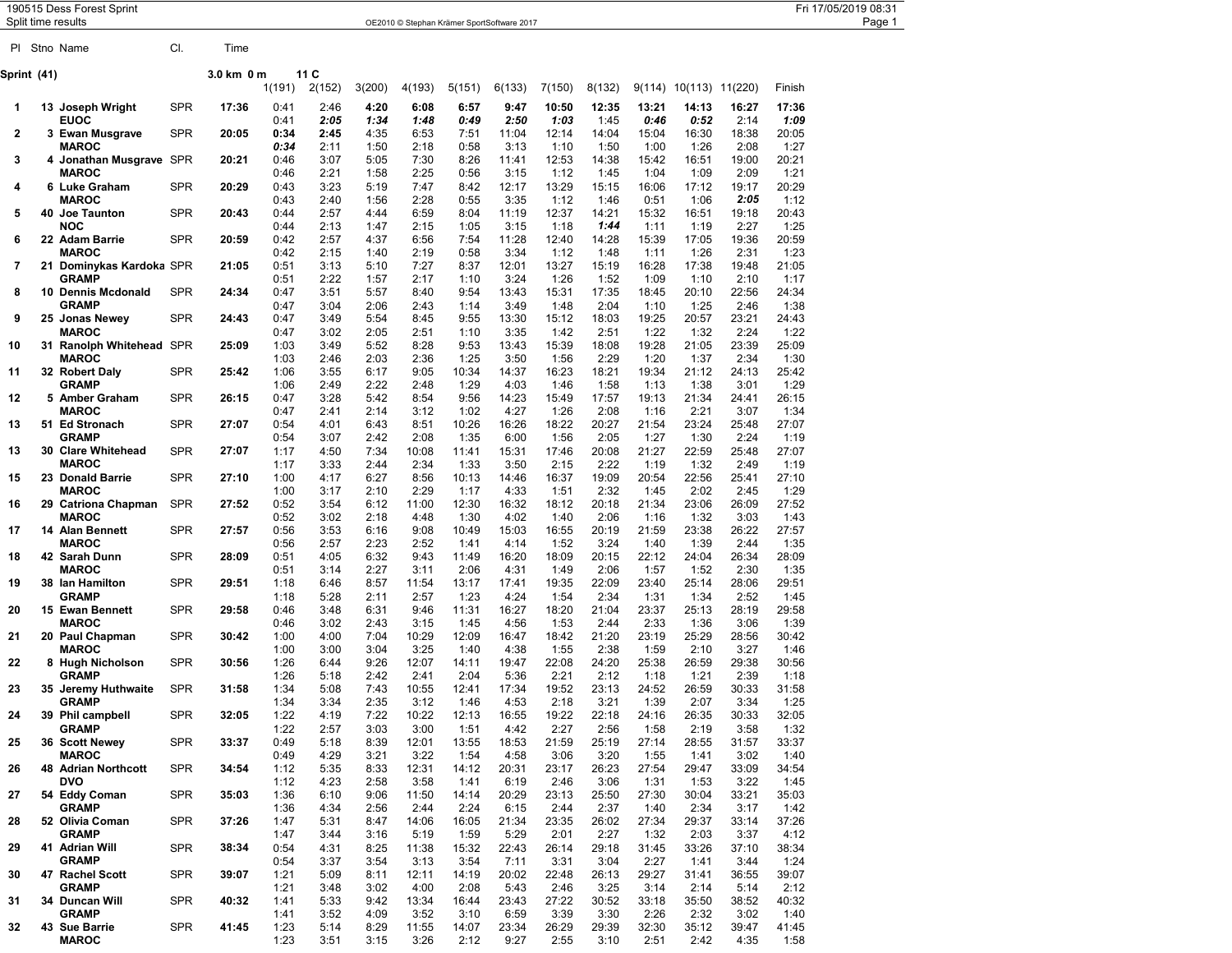190515 Dess Forest Sprint

Split time results

OE2010 © Stephan Krämer SportSoftware 2017

| Pl | Stno | Name | Cl. | Time | 1(191) | 2(152) | 3(200) | 4(193) | 5(151) | 6(133) | 7(150) | 8(132) | 9(114) | 10(113) | 11(220) | Finish |
|---|---|---|---|---|---|---|---|---|---|---|---|---|---|---|---|---|
| **Sprint (41)** | | | | **3.0 km 0 m** | **11 C** | | | | | | | | | | | |
| **1** | **13** | **Joseph Wright** | SPR | **17:36** | 0:41 | 2:46 | **4:20** | **6:08** | **6:57** | **9:47** | **10:50** | **12:35** | **13:21** | **14:13** | **16:27** | **17:36** |
| | | **EUOC** | | | 0:41 | ***2:05*** | ***1:34*** | ***1:48*** | ***0:49*** | ***2:50*** | ***1:03*** | 1:45 | ***0:46*** | ***0:52*** | 2:14 | ***1:09*** |
| **2** | **3** | **Ewan Musgrave** | SPR | **20:05** | **0:34** | **2:45** | 4:35 | 6:53 | 7:51 | 11:04 | 12:14 | 14:04 | 15:04 | 16:30 | 18:38 | 20:05 |
| | | **MAROC** | | | ***0:34*** | 2:11 | 1:50 | 2:18 | 0:58 | 3:13 | 1:10 | 1:50 | 1:00 | 1:26 | 2:08 | 1:27 |
| **3** | **4** | **Jonathan Musgrave** | SPR | **20:21** | 0:46 | 3:07 | 5:05 | 7:30 | 8:26 | 11:41 | 12:53 | 14:38 | 15:42 | 16:51 | 19:00 | 20:21 |
| | | **MAROC** | | | 0:46 | 2:21 | 1:58 | 2:25 | 0:56 | 3:15 | 1:12 | 1:45 | 1:04 | 1:09 | 2:09 | 1:21 |
| **4** | **6** | **Luke Graham** | SPR | **20:29** | 0:43 | 3:23 | 5:19 | 7:47 | 8:42 | 12:17 | 13:29 | 15:15 | 16:06 | 17:12 | 19:17 | 20:29 |
| | | **MAROC** | | | 0:43 | 2:40 | 1:56 | 2:28 | 0:55 | 3:35 | 1:12 | 1:46 | 0:51 | 1:06 | ***2:05*** | 1:12 |
| **5** | **40** | **Joe Taunton** | SPR | **20:43** | 0:44 | 2:57 | 4:44 | 6:59 | 8:04 | 11:19 | 12:37 | 14:21 | 15:32 | 16:51 | 19:18 | 20:43 |
| | | **NOC** | | | 0:44 | 2:13 | 1:47 | 2:15 | 1:05 | 3:15 | 1:18 | ***1:44*** | 1:11 | 1:19 | 2:27 | 1:25 |
| **6** | **22** | **Adam Barrie** | SPR | **20:59** | 0:42 | 2:57 | 4:37 | 6:56 | 7:54 | 11:28 | 12:40 | 14:28 | 15:39 | 17:05 | 19:36 | 20:59 |
| | | **MAROC** | | | 0:42 | 2:15 | 1:40 | 2:19 | 0:58 | 3:34 | 1:12 | 1:48 | 1:11 | 1:26 | 2:31 | 1:23 |
| **7** | **21** | **Dominykas Kardoka** | SPR | **21:05** | 0:51 | 3:13 | 5:10 | 7:27 | 8:37 | 12:01 | 13:27 | 15:19 | 16:28 | 17:38 | 19:48 | 21:05 |
| | | **GRAMP** | | | 0:51 | 2:22 | 1:57 | 2:17 | 1:10 | 3:24 | 1:26 | 1:52 | 1:09 | 1:10 | 2:10 | 1:17 |
| **8** | **10** | **Dennis Mcdonald** | SPR | **24:34** | 0:47 | 3:51 | 5:57 | 8:40 | 9:54 | 13:43 | 15:31 | 17:35 | 18:45 | 20:10 | 22:56 | 24:34 |
| | | **GRAMP** | | | 0:47 | 3:04 | 2:06 | 2:43 | 1:14 | 3:49 | 1:48 | 2:04 | 1:10 | 1:25 | 2:46 | 1:38 |
| **9** | **25** | **Jonas Newey** | SPR | **24:43** | 0:47 | 3:49 | 5:54 | 8:45 | 9:55 | 13:30 | 15:12 | 18:03 | 19:25 | 20:57 | 23:21 | 24:43 |
| | | **MAROC** | | | 0:47 | 3:02 | 2:05 | 2:51 | 1:10 | 3:35 | 1:42 | 2:51 | 1:22 | 1:32 | 2:24 | 1:22 |
| **10** | **31** | **Ranolph Whitehead** | SPR | **25:09** | 1:03 | 3:49 | 5:52 | 8:28 | 9:53 | 13:43 | 15:39 | 18:08 | 19:28 | 21:05 | 23:39 | 25:09 |
| | | **MAROC** | | | 1:03 | 2:46 | 2:03 | 2:36 | 1:25 | 3:50 | 1:56 | 2:29 | 1:20 | 1:37 | 2:34 | 1:30 |
| **11** | **32** | **Robert Daly** | SPR | **25:42** | 1:06 | 3:55 | 6:17 | 9:05 | 10:34 | 14:37 | 16:23 | 18:21 | 19:34 | 21:12 | 24:13 | 25:42 |
| | | **GRAMP** | | | 1:06 | 2:49 | 2:22 | 2:48 | 1:29 | 4:03 | 1:46 | 1:58 | 1:13 | 1:38 | 3:01 | 1:29 |
| **12** | **5** | **Amber Graham** | SPR | **26:15** | 0:47 | 3:28 | 5:42 | 8:54 | 9:56 | 14:23 | 15:49 | 17:57 | 19:13 | 21:34 | 24:41 | 26:15 |
| | | **MAROC** | | | 0:47 | 2:41 | 2:14 | 3:12 | 1:02 | 4:27 | 1:26 | 2:08 | 1:16 | 2:21 | 3:07 | 1:34 |
| **13** | **51** | **Ed Stronach** | SPR | **27:07** | 0:54 | 4:01 | 6:43 | 8:51 | 10:26 | 16:26 | 18:22 | 20:27 | 21:54 | 23:24 | 25:48 | 27:07 |
| | | **GRAMP** | | | 0:54 | 3:07 | 2:42 | 2:08 | 1:35 | 6:00 | 1:56 | 2:05 | 1:27 | 1:30 | 2:24 | 1:19 |
| **13** | **30** | **Clare Whitehead** | SPR | **27:07** | 1:17 | 4:50 | 7:34 | 10:08 | 11:41 | 15:31 | 17:46 | 20:08 | 21:27 | 22:59 | 25:48 | 27:07 |
| | | **MAROC** | | | 1:17 | 3:33 | 2:44 | 2:34 | 1:33 | 3:50 | 2:15 | 2:22 | 1:19 | 1:32 | 2:49 | 1:19 |
| **15** | **23** | **Donald Barrie** | SPR | **27:10** | 1:00 | 4:17 | 6:27 | 8:56 | 10:13 | 14:46 | 16:37 | 19:09 | 20:54 | 22:56 | 25:41 | 27:10 |
| | | **MAROC** | | | 1:00 | 3:17 | 2:10 | 2:29 | 1:17 | 4:33 | 1:51 | 2:32 | 1:45 | 2:02 | 2:45 | 1:29 |
| **16** | **29** | **Catriona Chapman** | SPR | **27:52** | 0:52 | 3:54 | 6:12 | 11:00 | 12:30 | 16:32 | 18:12 | 20:18 | 21:34 | 23:06 | 26:09 | 27:52 |
| | | **MAROC** | | | 0:52 | 3:02 | 2:18 | 4:48 | 1:30 | 4:02 | 1:40 | 2:06 | 1:16 | 1:32 | 3:03 | 1:43 |
| **17** | **14** | **Alan Bennett** | SPR | **27:57** | 0:56 | 3:53 | 6:16 | 9:08 | 10:49 | 15:03 | 16:55 | 20:19 | 21:59 | 23:38 | 26:22 | 27:57 |
| | | **MAROC** | | | 0:56 | 2:57 | 2:23 | 2:52 | 1:41 | 4:14 | 1:52 | 3:24 | 1:40 | 1:39 | 2:44 | 1:35 |
| **18** | **42** | **Sarah Dunn** | SPR | **28:09** | 0:51 | 4:05 | 6:32 | 9:43 | 11:49 | 16:20 | 18:09 | 20:15 | 22:12 | 24:04 | 26:34 | 28:09 |
| | | **MAROC** | | | 0:51 | 3:14 | 2:27 | 3:11 | 2:06 | 4:31 | 1:49 | 2:06 | 1:57 | 1:52 | 2:30 | 1:35 |
| **19** | **38** | **Ian Hamilton** | SPR | **29:51** | 1:18 | 6:46 | 8:57 | 11:54 | 13:17 | 17:41 | 19:35 | 22:09 | 23:40 | 25:14 | 28:06 | 29:51 |
| | | **GRAMP** | | | 1:18 | 5:28 | 2:11 | 2:57 | 1:23 | 4:24 | 1:54 | 2:34 | 1:31 | 1:34 | 2:52 | 1:45 |
| **20** | **15** | **Ewan Bennett** | SPR | **29:58** | 0:46 | 3:48 | 6:31 | 9:46 | 11:31 | 16:27 | 18:20 | 21:04 | 23:37 | 25:13 | 28:19 | 29:58 |
| | | **MAROC** | | | 0:46 | 3:02 | 2:43 | 3:15 | 1:45 | 4:56 | 1:53 | 2:44 | 2:33 | 1:36 | 3:06 | 1:39 |
| **21** | **20** | **Paul Chapman** | SPR | **30:42** | 1:00 | 4:00 | 7:04 | 10:29 | 12:09 | 16:47 | 18:42 | 21:20 | 23:19 | 25:29 | 28:56 | 30:42 |
| | | **MAROC** | | | 1:00 | 3:00 | 3:04 | 3:25 | 1:40 | 4:38 | 1:55 | 2:38 | 1:59 | 2:10 | 3:27 | 1:46 |
| **22** | **8** | **Hugh Nicholson** | SPR | **30:56** | 1:26 | 6:44 | 9:26 | 12:07 | 14:11 | 19:47 | 22:08 | 24:20 | 25:38 | 26:59 | 29:38 | 30:56 |
| | | **GRAMP** | | | 1:26 | 5:18 | 2:42 | 2:41 | 2:04 | 5:36 | 2:21 | 2:12 | 1:18 | 1:21 | 2:39 | 1:18 |
| **23** | **35** | **Jeremy Huthwaite** | SPR | **31:58** | 1:34 | 5:08 | 7:43 | 10:55 | 12:41 | 17:34 | 19:52 | 23:13 | 24:52 | 26:59 | 30:33 | 31:58 |
| | | **GRAMP** | | | 1:34 | 3:34 | 2:35 | 3:12 | 1:46 | 4:53 | 2:18 | 3:21 | 1:39 | 2:07 | 3:34 | 1:25 |
| **24** | **39** | **Phil campbell** | SPR | **32:05** | 1:22 | 4:19 | 7:22 | 10:22 | 12:13 | 16:55 | 19:22 | 22:18 | 24:16 | 26:35 | 30:33 | 32:05 |
| | | **GRAMP** | | | 1:22 | 2:57 | 3:03 | 3:00 | 1:51 | 4:42 | 2:27 | 2:56 | 1:58 | 2:19 | 3:58 | 1:32 |
| **25** | **36** | **Scott Newey** | SPR | **33:37** | 0:49 | 5:18 | 8:39 | 12:01 | 13:55 | 18:53 | 21:59 | 25:19 | 27:14 | 28:55 | 31:57 | 33:37 |
| | | **MAROC** | | | 0:49 | 4:29 | 3:21 | 3:22 | 1:54 | 4:58 | 3:06 | 3:20 | 1:55 | 1:41 | 3:02 | 1:40 |
| **26** | **48** | **Adrian Northcott** | SPR | **34:54** | 1:12 | 5:35 | 8:33 | 12:31 | 14:12 | 20:31 | 23:17 | 26:23 | 27:54 | 29:47 | 33:09 | 34:54 |
| | | **DVO** | | | 1:12 | 4:23 | 2:58 | 3:58 | 1:41 | 6:19 | 2:46 | 3:06 | 1:31 | 1:53 | 3:22 | 1:45 |
| **27** | **54** | **Eddy Coman** | SPR | **35:03** | 1:36 | 6:10 | 9:06 | 11:50 | 14:14 | 20:29 | 23:13 | 25:50 | 27:30 | 30:04 | 33:21 | 35:03 |
| | | **GRAMP** | | | 1:36 | 4:34 | 2:56 | 2:44 | 2:24 | 6:15 | 2:44 | 2:37 | 1:40 | 2:34 | 3:17 | 1:42 |
| **28** | **52** | **Olivia Coman** | SPR | **37:26** | 1:47 | 5:31 | 8:47 | 14:06 | 16:05 | 21:34 | 23:35 | 26:02 | 27:34 | 29:37 | 33:14 | 37:26 |
| | | **GRAMP** | | | 1:47 | 3:44 | 3:16 | 5:19 | 1:59 | 5:29 | 2:01 | 2:27 | 1:32 | 2:03 | 3:37 | 4:12 |
| **29** | **41** | **Adrian Will** | SPR | **38:34** | 0:54 | 4:31 | 8:25 | 11:38 | 15:32 | 22:43 | 26:14 | 29:18 | 31:45 | 33:26 | 37:10 | 38:34 |
| | | **GRAMP** | | | 0:54 | 3:37 | 3:54 | 3:13 | 3:54 | 7:11 | 3:31 | 3:04 | 2:27 | 1:41 | 3:44 | 1:24 |
| **30** | **47** | **Rachel Scott** | SPR | **39:07** | 1:21 | 5:09 | 8:11 | 12:11 | 14:19 | 20:02 | 22:48 | 26:13 | 29:27 | 31:41 | 36:55 | 39:07 |
| | | **GRAMP** | | | 1:21 | 3:48 | 3:02 | 4:00 | 2:08 | 5:43 | 2:46 | 3:25 | 3:14 | 2:14 | 5:14 | 2:12 |
| **31** | **34** | **Duncan Will** | SPR | **40:32** | 1:41 | 5:33 | 9:42 | 13:34 | 16:44 | 23:43 | 27:22 | 30:52 | 33:18 | 35:50 | 38:52 | 40:32 |
| | | **GRAMP** | | | 1:41 | 3:52 | 4:09 | 3:52 | 3:10 | 6:59 | 3:39 | 3:30 | 2:26 | 2:32 | 3:02 | 1:40 |
| **32** | **43** | **Sue Barrie** | SPR | **41:45** | 1:23 | 5:14 | 8:29 | 11:55 | 14:07 | 23:34 | 26:29 | 29:39 | 32:30 | 35:12 | 39:47 | 41:45 |
| | | **MAROC** | | | 1:23 | 3:51 | 3:15 | 3:26 | 2:12 | 9:27 | 2:55 | 3:10 | 2:51 | 2:42 | 4:35 | 1:58 |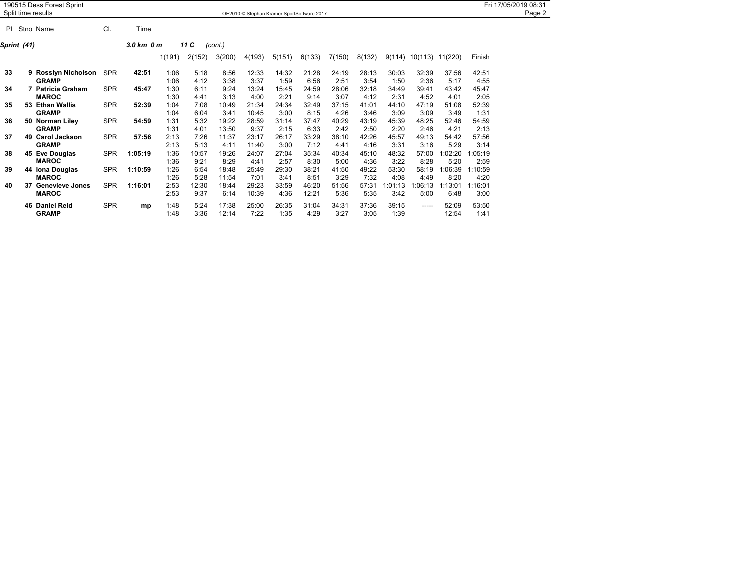190515 Dess Forest Sprint

Split time results

**Sprint (41)** — *3.0 km 0 m* — *11 C* *(cont.)*

| Pl | Stno | Name | Cl. | Time | 1(191) | 2(152) | 3(200) | 4(193) | 5(151) | 6(133) | 7(150) | 8(132) | 9(114) | 10(113) | 11(220) | Finish |
|---|---|---|---|---|---|---|---|---|---|---|---|---|---|---|---|---|
| 33 | 9 | **Rosslyn Nicholson** | SPR | **42:51** | 1:06 | 5:18 | 8:56 | 12:33 | 14:32 | 21:28 | 24:19 | 28:13 | 30:03 | 32:39 | 37:56 | 42:51 |
| | | **GRAMP** | | | 1:06 | 4:12 | 3:38 | 3:37 | 1:59 | 6:56 | 2:51 | 3:54 | 1:50 | 2:36 | 5:17 | 4:55 |
| 34 | 7 | **Patricia Graham** | SPR | **45:47** | 1:30 | 6:11 | 9:24 | 13:24 | 15:45 | 24:59 | 28:06 | 32:18 | 34:49 | 39:41 | 43:42 | 45:47 |
| | | **MAROC** | | | 1:30 | 4:41 | 3:13 | 4:00 | 2:21 | 9:14 | 3:07 | 4:12 | 2:31 | 4:52 | 4:01 | 2:05 |
| 35 | 53 | **Ethan Wallis** | SPR | **52:39** | 1:04 | 7:08 | 10:49 | 21:34 | 24:34 | 32:49 | 37:15 | 41:01 | 44:10 | 47:19 | 51:08 | 52:39 |
| | | **GRAMP** | | | 1:04 | 6:04 | 3:41 | 10:45 | 3:00 | 8:15 | 4:26 | 3:46 | 3:09 | 3:09 | 3:49 | 1:31 |
| 36 | 50 | **Norman Liley** | SPR | **54:59** | 1:31 | 5:32 | 19:22 | 28:59 | 31:14 | 37:47 | 40:29 | 43:19 | 45:39 | 48:25 | 52:46 | 54:59 |
| | | **GRAMP** | | | 1:31 | 4:01 | 13:50 | 9:37 | 2:15 | 6:33 | 2:42 | 2:50 | 2:20 | 2:46 | 4:21 | 2:13 |
| 37 | 49 | **Carol Jackson** | SPR | **57:56** | 2:13 | 7:26 | 11:37 | 23:17 | 26:17 | 33:29 | 38:10 | 42:26 | 45:57 | 49:13 | 54:42 | 57:56 |
| | | **GRAMP** | | | 2:13 | 5:13 | 4:11 | 11:40 | 3:00 | 7:12 | 4:41 | 4:16 | 3:31 | 3:16 | 5:29 | 3:14 |
| 38 | 45 | **Eve Douglas** | SPR | **1:05:19** | 1:36 | 10:57 | 19:26 | 24:07 | 27:04 | 35:34 | 40:34 | 45:10 | 48:32 | 57:00 | 1:02:20 | 1:05:19 |
| | | **MAROC** | | | 1:36 | 9:21 | 8:29 | 4:41 | 2:57 | 8:30 | 5:00 | 4:36 | 3:22 | 8:28 | 5:20 | 2:59 |
| 39 | 44 | **Iona Douglas** | SPR | **1:10:59** | 1:26 | 6:54 | 18:48 | 25:49 | 29:30 | 38:21 | 41:50 | 49:22 | 53:30 | 58:19 | 1:06:39 | 1:10:59 |
| | | **MAROC** | | | 1:26 | 5:28 | 11:54 | 7:01 | 3:41 | 8:51 | 3:29 | 7:32 | 4:08 | 4:49 | 8:20 | 4:20 |
| 40 | 37 | **Genevieve Jones** | SPR | **1:16:01** | 2:53 | 12:30 | 18:44 | 29:23 | 33:59 | 46:20 | 51:56 | 57:31 | 1:01:13 | 1:06:13 | 1:13:01 | 1:16:01 |
| | | **MAROC** | | | 2:53 | 9:37 | 6:14 | 10:39 | 4:36 | 12:21 | 5:36 | 5:35 | 3:42 | 5:00 | 6:48 | 3:00 |
| | 46 | **Daniel Reid** | SPR | **mp** | 1:48 | 5:24 | 17:38 | 25:00 | 26:35 | 31:04 | 34:31 | 37:36 | 39:15 | ----- | 52:09 | 53:50 |
| | | **GRAMP** | | | 1:48 | 3:36 | 12:14 | 7:22 | 1:35 | 4:29 | 3:27 | 3:05 | 1:39 | | 12:54 | 1:41 |